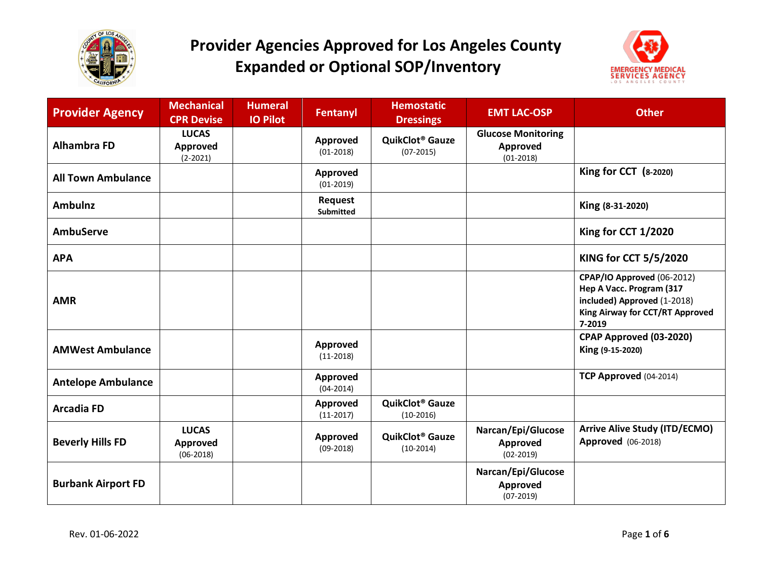# Provider Agencies Approved for Los Angeles County Expanded or Optional SOP/Inventory

| Provider Agency | Mechanical CPR Devise | Humeral IO Pilot | Fentanyl | Hemostatic Dressings | EMT LAC-OSP | Other |
|---|---|---|---|---|---|---|
| **Alhambra FD** | **LUCAS Approved** (2-2021) | | **Approved** (01-2018) | **QuikClot® Gauze** (07-2015) | **Glucose Monitoring Approved** (01-2018) | |
| **All Town Ambulance** | | | **Approved** (01-2019) | | | **King for CCT (8-2020)** |
| **Ambulnz** | | | **Request Submitted** | | | **King (8-31-2020)** |
| **AmbuServe** | | | | | | **King for CCT 1/2020** |
| **APA** | | | | | | **KING for CCT 5/5/2020** |
| **AMR** | | | | | | **CPAP/IO Approved** (06-2012) **Hep A Vacc. Program (317 included) Approved** (1-2018) **King Airway for CCT/RT Approved 7-2019** |
| **AMWest Ambulance** | | | **Approved** (11-2018) | | | **CPAP Approved (03-2020)** **King (9-15-2020)** |
| **Antelope Ambulance** | | | **Approved** (04-2014) | | | **TCP Approved** (04-2014) |
| **Arcadia FD** | | | **Approved** (11-2017) | **QuikClot® Gauze** (10-2016) | | |
| **Beverly Hills FD** | **LUCAS Approved** (06-2018) | | **Approved** (09-2018) | **QuikClot® Gauze** (10-2014) | **Narcan/Epi/Glucose Approved** (02-2019) | **Arrive Alive Study (ITD/ECMO) Approved** (06-2018) |
| **Burbank Airport FD** | | | | | **Narcan/Epi/Glucose Approved** (07-2019) | |

Rev. 01-06-2022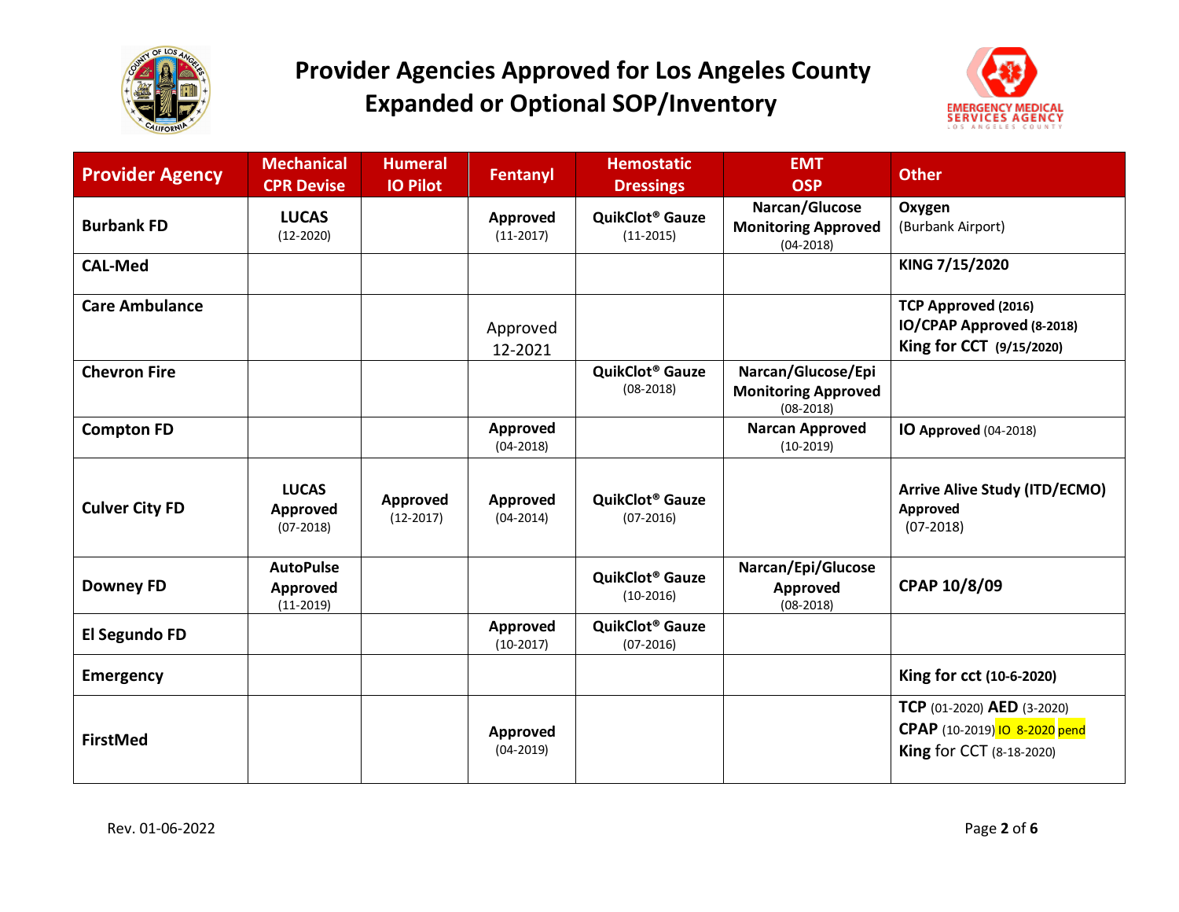# Provider Agencies Approved for Los Angeles County Expanded or Optional SOP/Inventory

| Provider Agency | Mechanical CPR Devise | Humeral IO Pilot | Fentanyl | Hemostatic Dressings | EMT OSP | Other |
|---|---|---|---|---|---|---|
| **Burbank FD** | **LUCAS** (12-2020) | | **Approved** (11-2017) | **QuikClot® Gauze** (11-2015) | **Narcan/Glucose Monitoring Approved** (04-2018) | **Oxygen** (Burbank Airport) |
| **CAL-Med** | | | | | | **KING 7/15/2020** |
| **Care Ambulance** | | | Approved 12-2021 | | | **TCP Approved (2016)** **IO/CPAP Approved (8-2018)** **King for CCT (9/15/2020)** |
| **Chevron Fire** | | | | **QuikClot® Gauze** (08-2018) | **Narcan/Glucose/Epi Monitoring Approved** (08-2018) | |
| **Compton FD** | | | **Approved** (04-2018) | | **Narcan Approved** (10-2019) | **IO Approved** (04-2018) |
| **Culver City FD** | **LUCAS Approved** (07-2018) | **Approved** (12-2017) | **Approved** (04-2014) | **QuikClot® Gauze** (07-2016) | | **Arrive Alive Study (ITD/ECMO) Approved** (07-2018) |
| **Downey FD** | **AutoPulse Approved** (11-2019) | | | **QuikClot® Gauze** (10-2016) | **Narcan/Epi/Glucose Approved** (08-2018) | **CPAP 10/8/09** |
| **El Segundo FD** | | | **Approved** (10-2017) | **QuikClot® Gauze** (07-2016) | | |
| **Emergency** | | | | | | **King for cct (10-6-2020)** |
| **FirstMed** | | | **Approved** (04-2019) | | | **TCP** (01-2020) **AED** (3-2020) **CPAP** (10-2019) IO 8-2020 pend **King** for CCT (8-18-2020) |

Rev. 01-06-2022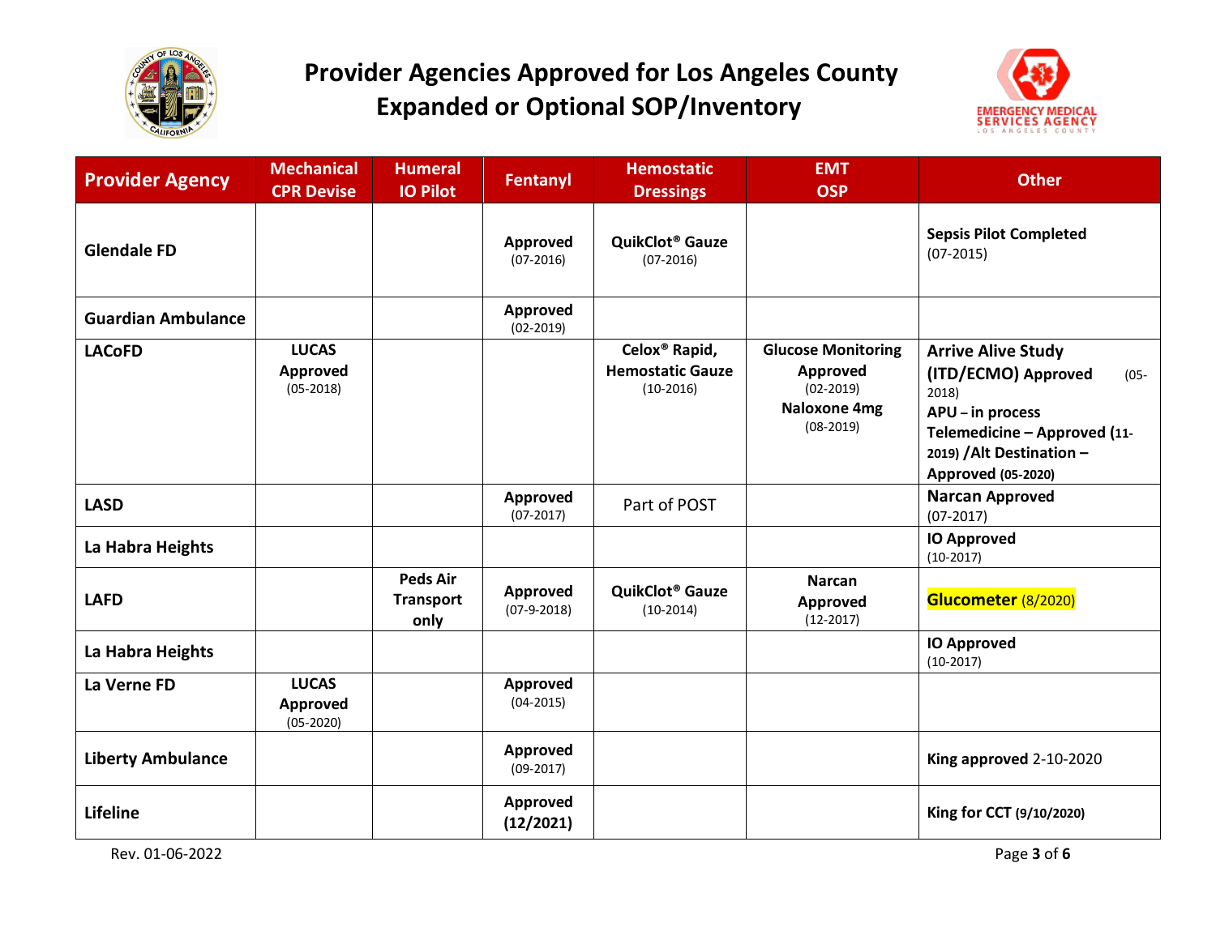# Provider Agencies Approved for Los Angeles County Expanded or Optional SOP/Inventory

| Provider Agency | Mechanical CPR Devise | Humeral IO Pilot | Fentanyl | Hemostatic Dressings | EMT OSP | Other |
|---|---|---|---|---|---|---|
| **Glendale FD** | | | **Approved** (07-2016) | **QuikClot® Gauze** (07-2016) | | **Sepsis Pilot Completed** (07-2015) |
| **Guardian Ambulance** | | | **Approved** (02-2019) | | | |
| **LACoFD** | **LUCAS Approved** (05-2018) | | | **Celox® Rapid, Hemostatic Gauze** (10-2016) | **Glucose Monitoring Approved** (02-2019) **Naloxone 4mg** (08-2019) | **Arrive Alive Study (ITD/ECMO) Approved** (05-2018) **APU – in process** **Telemedicine – Approved (11-2019) /Alt Destination – Approved (05-2020)** |
| **LASD** | | | **Approved** (07-2017) | Part of POST | | **Narcan Approved** (07-2017) |
| **La Habra Heights** | | | | | | **IO Approved** (10-2017) |
| **LAFD** | | **Peds Air Transport only** | **Approved** (07-9-2018) | **QuikClot® Gauze** (10-2014) | **Narcan Approved** (12-2017) | **Glucometer** (8/2020) |
| **La Habra Heights** | | | | | | **IO Approved** (10-2017) |
| **La Verne FD** | **LUCAS Approved** (05-2020) | | **Approved** (04-2015) | | | |
| **Liberty Ambulance** | | | **Approved** (09-2017) | | | **King approved** 2-10-2020 |
| **Lifeline** | | | **Approved (12/2021)** | | | **King for CCT (9/10/2020)** |

Rev. 01-06-2022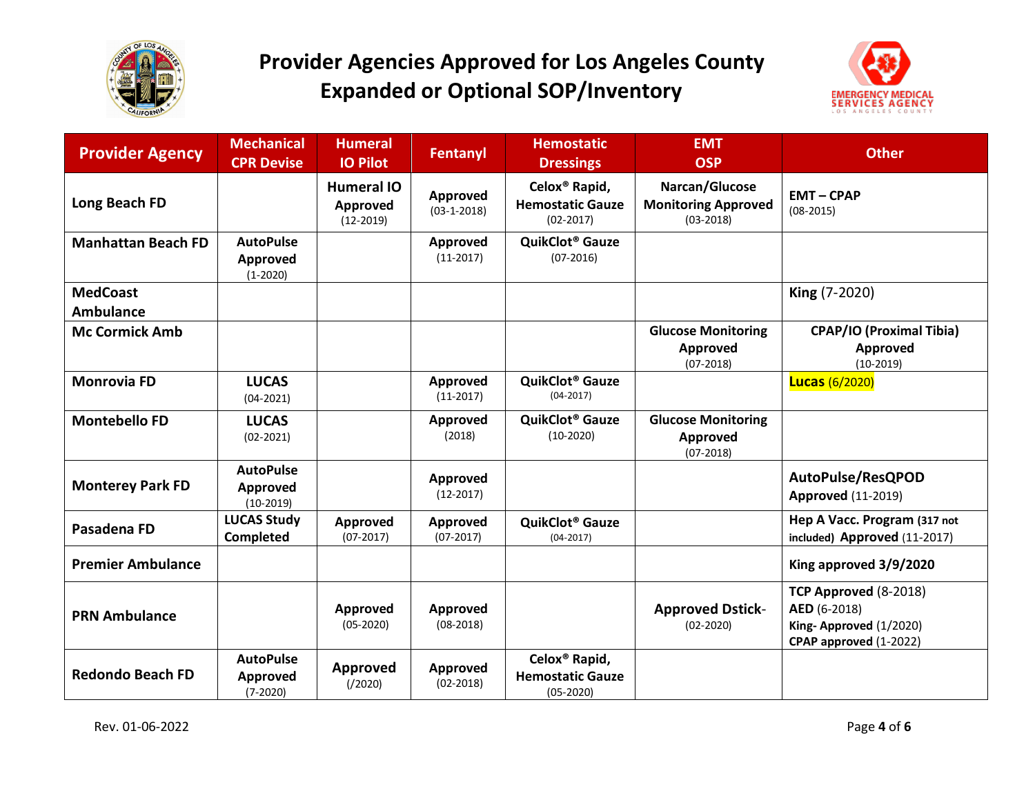# Provider Agencies Approved for Los Angeles County Expanded or Optional SOP/Inventory

| Provider Agency | Mechanical CPR Devise | Humeral IO Pilot | Fentanyl | Hemostatic Dressings | EMT OSP | Other |
|---|---|---|---|---|---|---|
| **Long Beach FD** | | **Humeral IO Approved** (12-2019) | **Approved** (03-1-2018) | **Celox® Rapid, Hemostatic Gauze** (02-2017) | **Narcan/Glucose Monitoring Approved** (03-2018) | **EMT – CPAP** (08-2015) |
| **Manhattan Beach FD** | **AutoPulse Approved** (1-2020) | | **Approved** (11-2017) | **QuikClot® Gauze** (07-2016) | | |
| **MedCoast Ambulance** | | | | | | **King** (7-2020) |
| **Mc Cormick Amb** | | | | | **Glucose Monitoring Approved** (07-2018) | **CPAP/IO (Proximal Tibia) Approved** (10-2019) |
| **Monrovia FD** | **LUCAS** (04-2021) | | **Approved** (11-2017) | **QuikClot® Gauze** (04-2017) | | **Lucas** (6/2020) |
| **Montebello FD** | **LUCAS** (02-2021) | | **Approved** (2018) | **QuikClot® Gauze** (10-2020) | **Glucose Monitoring Approved** (07-2018) | |
| **Monterey Park FD** | **AutoPulse Approved** (10-2019) | | **Approved** (12-2017) | | | **AutoPulse/ResQPOD Approved** (11-2019) |
| **Pasadena FD** | **LUCAS Study Completed** | **Approved** (07-2017) | **Approved** (07-2017) | **QuikClot® Gauze** (04-2017) | | **Hep A Vacc. Program (317 not included) Approved** (11-2017) |
| **Premier Ambulance** | | | | | | **King approved 3/9/2020** |
| **PRN Ambulance** | | **Approved** (05-2020) | **Approved** (08-2018) | | **Approved Dstick-** (02-2020) | **TCP Approved** (8-2018)<br>**AED** (6-2018)<br>**King- Approved** (1/2020)<br>**CPAP approved** (1-2022) |
| **Redondo Beach FD** | **AutoPulse Approved** (7-2020) | **Approved** (/2020) | **Approved** (02-2018) | **Celox® Rapid, Hemostatic Gauze** (05-2020) | | |

Rev. 01-06-2022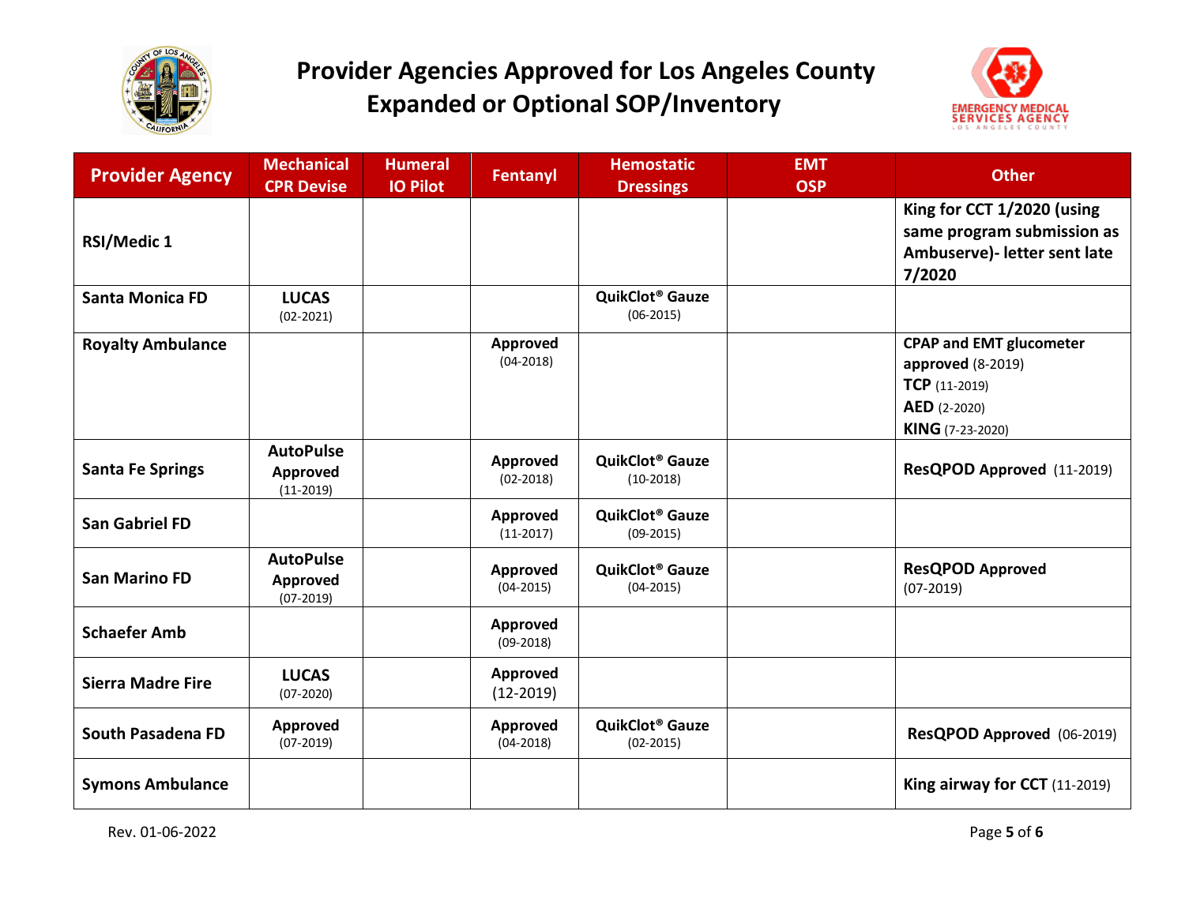# Provider Agencies Approved for Los Angeles County Expanded or Optional SOP/Inventory

| Provider Agency | Mechanical CPR Devise | Humeral IO Pilot | Fentanyl | Hemostatic Dressings | EMT OSP | Other |
|---|---|---|---|---|---|---|
| **RSI/Medic 1** | | | | | | **King for CCT 1/2020 (using same program submission as Ambuserve)- letter sent late 7/2020** |
| **Santa Monica FD** | **LUCAS** (02-2021) | | | **QuikClot® Gauze** (06-2015) | | |
| **Royalty Ambulance** | | | **Approved** (04-2018) | | | **CPAP and EMT glucometer approved** (8-2019)<br>**TCP** (11-2019)<br>**AED** (2-2020)<br>**KING** (7-23-2020) |
| **Santa Fe Springs** | **AutoPulse Approved** (11-2019) | | **Approved** (02-2018) | **QuikClot® Gauze** (10-2018) | | **ResQPOD Approved** (11-2019) |
| **San Gabriel FD** | | | **Approved** (11-2017) | **QuikClot® Gauze** (09-2015) | | |
| **San Marino FD** | **AutoPulse Approved** (07-2019) | | **Approved** (04-2015) | **QuikClot® Gauze** (04-2015) | | **ResQPOD Approved** (07-2019) |
| **Schaefer Amb** | | | **Approved** (09-2018) | | | |
| **Sierra Madre Fire** | **LUCAS** (07-2020) | | **Approved** (12-2019) | | | |
| **South Pasadena FD** | **Approved** (07-2019) | | **Approved** (04-2018) | **QuikClot® Gauze** (02-2015) | | **ResQPOD Approved** (06-2019) |
| **Symons Ambulance** | | | | | | **King airway for CCT** (11-2019) |

Rev. 01-06-2022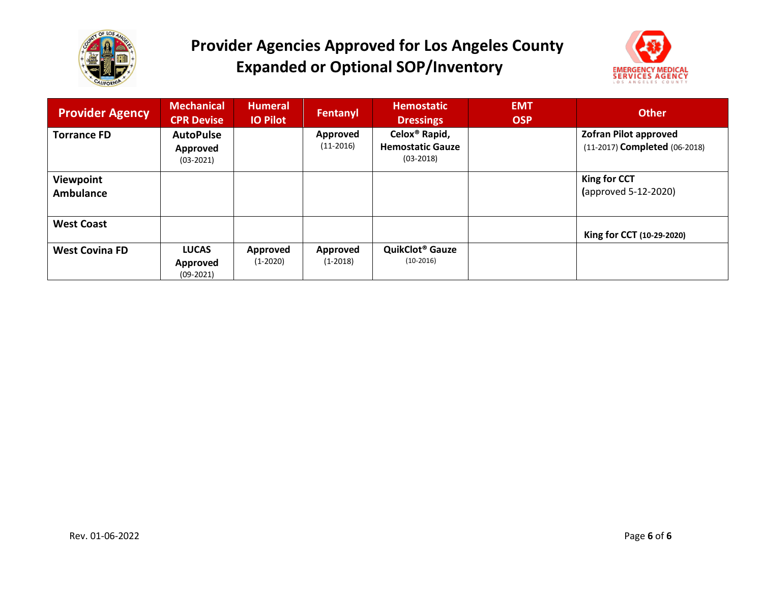# Provider Agencies Approved for Los Angeles County Expanded or Optional SOP/Inventory

| Provider Agency | Mechanical CPR Devise | Humeral IO Pilot | Fentanyl | Hemostatic Dressings | EMT OSP | Other |
|---|---|---|---|---|---|---|
| **Torrance FD** | **AutoPulse Approved** (03-2021) | | **Approved** (11-2016) | **Celox® Rapid, Hemostatic Gauze** (03-2018) | | **Zofran Pilot approved** (11-2017) **Completed** (06-2018) |
| **Viewpoint Ambulance** | | | | | | **King for CCT** **(**approved 5-12-2020) |
| **West Coast** | | | | | | **King for CCT (10-29-2020)** |
| **West Covina FD** | **LUCAS Approved** (09-2021) | **Approved** (1-2020) | **Approved** (1-2018) | **QuikClot® Gauze** (10-2016) | | |

Rev. 01-06-2022